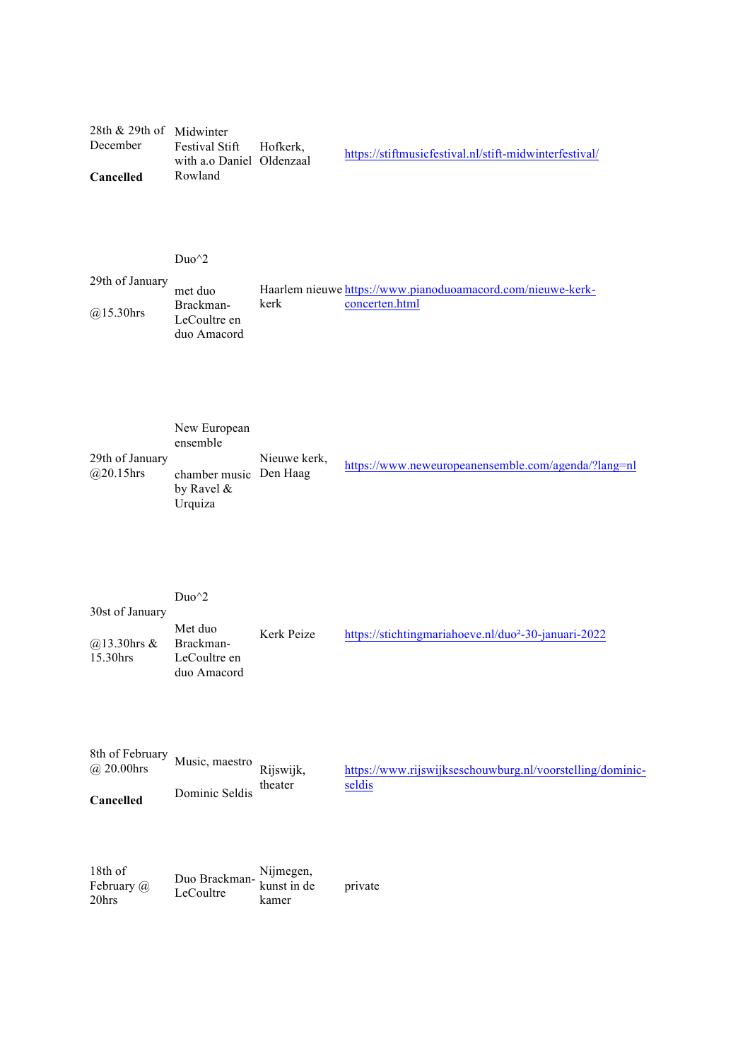| | | | |
|---|---|---|---|
| 28th & 29th of December<br><br>**Cancelled** | Midwinter Festival Stift with a.o Daniel Rowland | Hofkerk, Oldenzaal | https://stiftmusicfestival.nl/stift-midwinterfestival/ |
| 29th of January<br><br>@15.30hrs | Duo^2<br><br>met duo Brackman-LeCoultre en duo Amacord | Haarlem nieuwe kerk | https://www.pianoduoamacord.com/nieuwe-kerk-concerten.html |
| 29th of January @20.15hrs | New European ensemble<br><br>chamber music by Ravel & Urquiza | Nieuwe kerk, Den Haag | https://www.neweuropeanensemble.com/agenda/?lang=nl |
| 30st of January<br><br>@13.30hrs & 15.30hrs | Duo^2<br><br>Met duo Brackman-LeCoultre en duo Amacord | Kerk Peize | https://stichtingmariahoeve.nl/duo²-30-januari-2022 |
| 8th of February @ 20.00hrs<br><br>**Cancelled** | Music, maestro<br><br>Dominic Seldis | Rijswijk, theater | https://www.rijswijkseschouwburg.nl/voorstelling/dominic-seldis |
| 18th of February @ 20hrs | Duo Brackman-LeCoultre | Nijmegen, kunst in de kamer | private |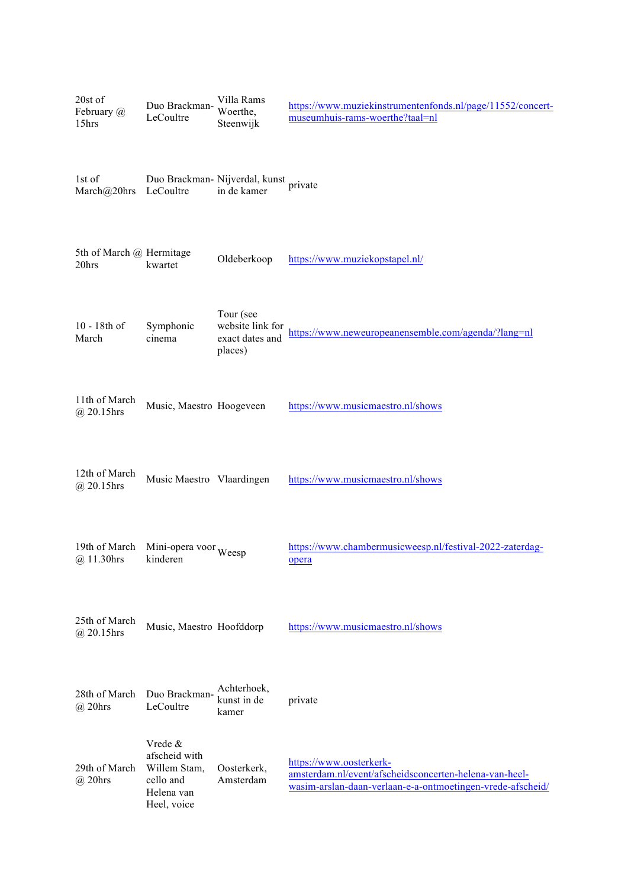| | | | |
|---|---|---|---|
| 20st of February @ 15hrs | Duo Brackman-LeCoultre | Villa Rams Woerthe, Steenwijk | https://www.muziekinstrumentenfonds.nl/page/11552/concert-museumhuis-rams-woerthe?taal=nl |
| 1st of March@20hrs | Duo Brackman-LeCoultre | Nijverdal, kunst in de kamer | private |
| 5th of March @ 20hrs | Hermitage kwartet | Oldeberkoop | https://www.muziekopstapel.nl/ |
| 10 - 18th of March | Symphonic cinema | Tour (see website link for exact dates and places) | https://www.neweuropeanensemble.com/agenda/?lang=nl |
| 11th of March @ 20.15hrs | Music, Maestro | Hoogeveen | https://www.musicmaestro.nl/shows |
| 12th of March @ 20.15hrs | Music Maestro | Vlaardingen | https://www.musicmaestro.nl/shows |
| 19th of March @ 11.30hrs | Mini-opera voor kinderen | Weesp | https://www.chambermusicweesp.nl/festival-2022-zaterdag-opera |
| 25th of March @ 20.15hrs | Music, Maestro | Hoofddorp | https://www.musicmaestro.nl/shows |
| 28th of March @ 20hrs | Duo Brackman-LeCoultre | Achterhoek, kunst in de kamer | private |
| 29th of March @ 20hrs | Vrede & afscheid with Willem Stam, cello and Helena van Heel, voice | Oosterkerk, Amsterdam | https://www.oosterkerk-amsterdam.nl/event/afscheidsconcerten-helena-van-heel-wasim-arslan-daan-verlaan-e-a-ontmoetingen-vrede-afscheid/ |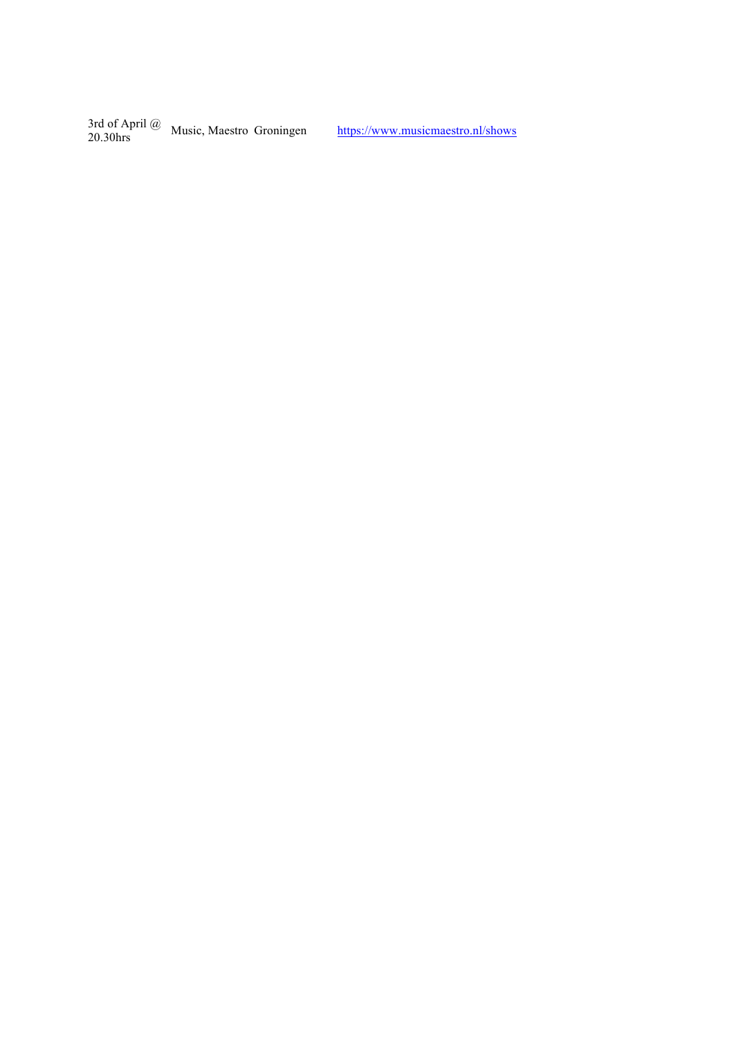| | | |
|---|---|---|
| 3rd of April @ 20.30hrs | Music, Maestro Groningen | https://www.musicmaestro.nl/shows |